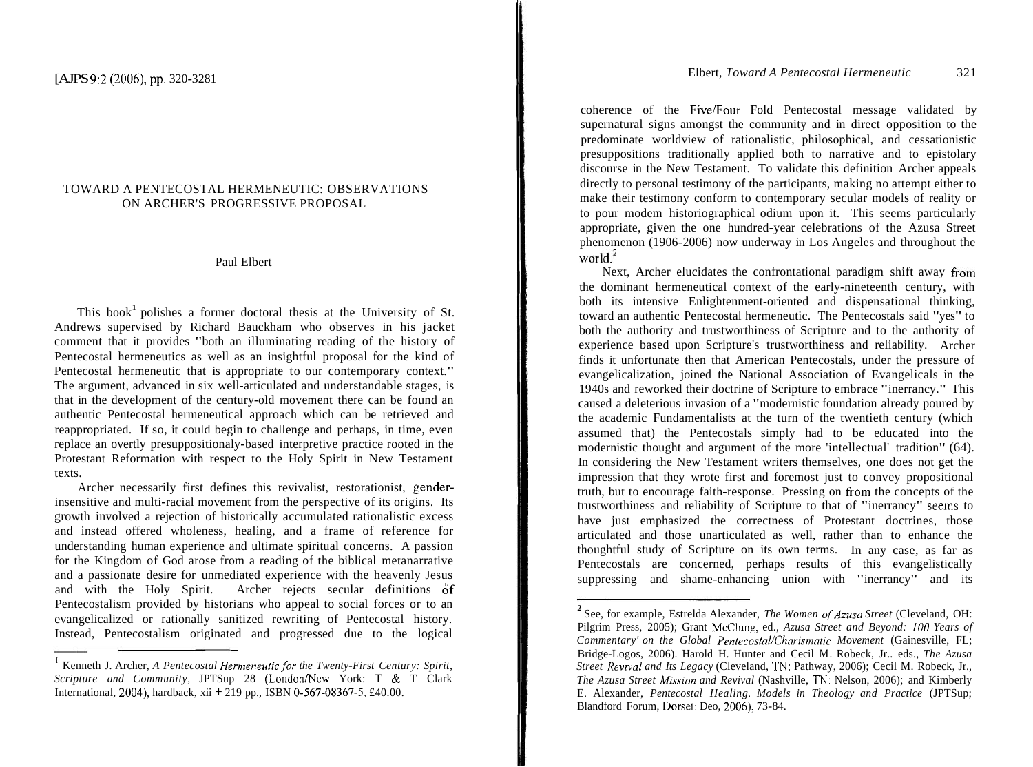# TOWARD A PENTECOSTAL HERMENEUTIC: OBSERVATIONS ON ARCHER'S PROGRESSIVE PROPOSAL

Paul Elbert

This book[1] polishes a former doctoral thesis at the University of St. Andrews supervised by Richard Bauckham who observes in his jacket comment that it provides "both an illuminating reading of the history of Pentecostal hermeneutics as well as an insightful proposal for the kind of Pentecostal hermeneutic that is appropriate to our contemporary context." The argument, advanced in six well-articulated and understandable stages, is that in the development of the century-old movement there can be found an authentic Pentecostal hermeneutical approach which can be retrieved and reappropriated. If so, it could begin to challenge and perhaps, in time, even replace an overtly presuppositionaly-based interpretive practice rooted in the Protestant Reformation with respect to the Holy Spirit in New Testament texts.

Archer necessarily first defines this revivalist, restorationist, gender-insensitive and multi-racial movement from the perspective of its origins. Its growth involved a rejection of historically accumulated rationalistic excess and instead offered wholeness, healing, and a frame of reference for understanding human experience and ultimate spiritual concerns. A passion for the Kingdom of God arose from a reading of the biblical metanarrative and a passionate desire for unmediated experience with the heavenly Jesus and with the Holy Spirit. Archer rejects secular definitions of Pentecostalism provided by historians who appeal to social forces or to an evangelicalized or rationally sanitized rewriting of Pentecostal history. Instead, Pentecostalism originated and progressed due to the logical coherence of the Five/Four Fold Pentecostal message validated by supernatural signs amongst the community and in direct opposition to the predominate worldview of rationalistic, philosophical, and cessationistic presuppositions traditionally applied both to narrative and to epistolary discourse in the New Testament. To validate this definition Archer appeals directly to personal testimony of the participants, making no attempt either to make their testimony conform to contemporary secular models of reality or to pour modem historiographical odium upon it. This seems particularly appropriate, given the one hundred-year celebrations of the Azusa Street phenomenon (1906-2006) now underway in Los Angeles and throughout the world.[2]

Next, Archer elucidates the confrontational paradigm shift away from the dominant hermeneutical context of the early-nineteenth century, with both its intensive Enlightenment-oriented and dispensational thinking, toward an authentic Pentecostal hermeneutic. The Pentecostals said "yes" to both the authority and trustworthiness of Scripture and to the authority of experience based upon Scripture's trustworthiness and reliability. Archer finds it unfortunate then that American Pentecostals, under the pressure of evangelicalization, joined the National Association of Evangelicals in the 1940s and reworked their doctrine of Scripture to embrace "inerrancy." This caused a deleterious invasion of a "modernistic foundation already poured by the academic Fundamentalists at the turn of the twentieth century (which assumed that) the Pentecostals simply had to be educated into the modernistic thought and argument of the more 'intellectual' tradition" (64). In considering the New Testament writers themselves, one does not get the impression that they wrote first and foremost just to convey propositional truth, but to encourage faith-response. Pressing on from the concepts of the trustworthiness and reliability of Scripture to that of "inerrancy" seems to have just emphasized the correctness of Protestant doctrines, those articulated and those unarticulated as well, rather than to enhance the thoughtful study of Scripture on its own terms. In any case, as far as Pentecostals are concerned, perhaps results of this evangelistically suppressing and shame-enhancing union with "inerrancy" and its

---

[1] Kenneth J. Archer, *A Pentecostal Hermeneutic for the Twenty-First Century: Spirit, Scripture and Community*, JPTSup 28 (London/New York: T & T Clark International, 2004), hardback, xii + 219 pp., ISBN 0-567-08367-5, £40.00.

[2] See, for example, Estrelda Alexander, *The Women of Azusa Street* (Cleveland, OH: Pilgrim Press, 2005); Grant McClung, ed., *Azusa Street and Beyond: 100 Years of Commentary' on the Global Pentecostal/Charismatic Movement* (Gainesville, FL; Bridge-Logos, 2006). Harold H. Hunter and Cecil M. Robeck, Jr.. eds., *The Azusa Street Revival and Its Legacy* (Cleveland, TN: Pathway, 2006); Cecil M. Robeck, Jr., *The Azusa Street Mission and Revival* (Nashville, TN: Nelson, 2006); and Kimberly E. Alexander, *Pentecostal Healing. Models in Theology and Practice* (JPTSup; Blandford Forum, Dorset: Deo, 2006), 73-84.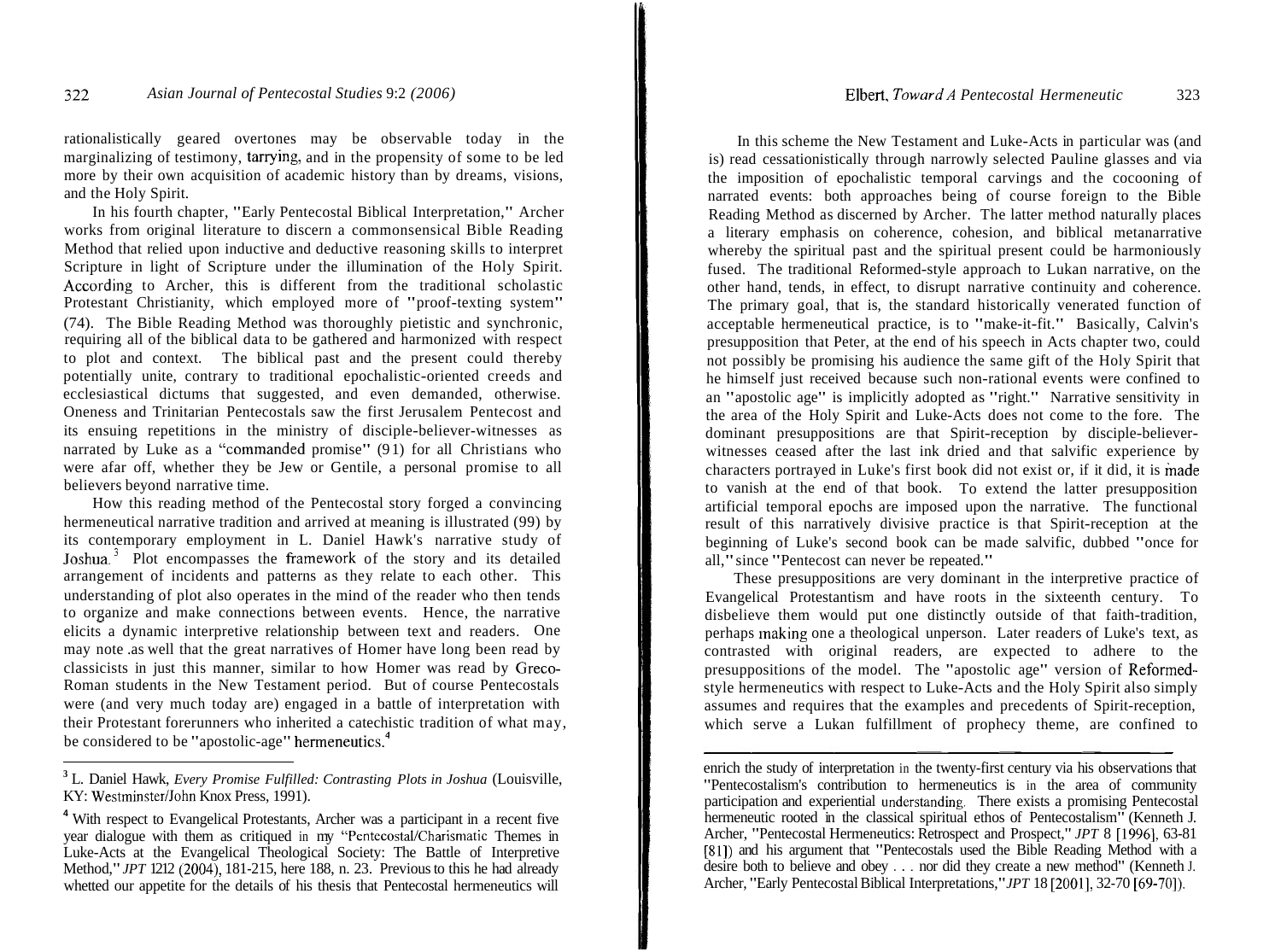rationalistically geared overtones may be observable today in the marginalizing of testimony, tarrying, and in the propensity of some to be led more by their own acquisition of academic history than by dreams, visions, and the Holy Spirit.

In his fourth chapter, "Early Pentecostal Biblical Interpretation," Archer works from original literature to discern a commonsensical Bible Reading Method that relied upon inductive and deductive reasoning skills to interpret Scripture in light of Scripture under the illumination of the Holy Spirit. According to Archer, this is different from the traditional scholastic Protestant Christianity, which employed more of "proof-texting system" (74). The Bible Reading Method was thoroughly pietistic and synchronic, requiring all of the biblical data to be gathered and harmonized with respect to plot and context. The biblical past and the present could thereby potentially unite, contrary to traditional epochalistic-oriented creeds and ecclesiastical dictums that suggested, and even demanded, otherwise. Oneness and Trinitarian Pentecostals saw the first Jerusalem Pentecost and its ensuing repetitions in the ministry of disciple-believer-witnesses as narrated by Luke as a "commanded promise" (91) for all Christians who were afar off, whether they be Jew or Gentile, a personal promise to all believers beyond narrative time.

How this reading method of the Pentecostal story forged a convincing hermeneutical narrative tradition and arrived at meaning is illustrated (99) by its contemporary employment in L. Daniel Hawk's narrative study of Joshua.[3] Plot encompasses the framework of the story and its detailed arrangement of incidents and patterns as they relate to each other. This understanding of plot also operates in the mind of the reader who then tends to organize and make connections between events. Hence, the narrative elicits a dynamic interpretive relationship between text and readers. One may note as well that the great narratives of Homer have long been read by classicists in just this manner, similar to how Homer was read by Greco-Roman students in the New Testament period. But of course Pentecostals were (and very much today are) engaged in a battle of interpretation with their Protestant forerunners who inherited a catechistic tradition of what may, be considered to be "apostolic-age" hermeneutics.[4]

In this scheme the New Testament and Luke-Acts in particular was (and is) read cessationistically through narrowly selected Pauline glasses and via the imposition of epochalistic temporal carvings and the cocooning of narrated events: both approaches being of course foreign to the Bible Reading Method as discerned by Archer. The latter method naturally places a literary emphasis on coherence, cohesion, and biblical metanarrative whereby the spiritual past and the spiritual present could be harmoniously fused. The traditional Reformed-style approach to Lukan narrative, on the other hand, tends, in effect, to disrupt narrative continuity and coherence. The primary goal, that is, the standard historically venerated function of acceptable hermeneutical practice, is to "make-it-fit." Basically, Calvin's presupposition that Peter, at the end of his speech in Acts chapter two, could not possibly be promising his audience the same gift of the Holy Spirit that he himself just received because such non-rational events were confined to an "apostolic age" is implicitly adopted as "right." Narrative sensitivity in the area of the Holy Spirit and Luke-Acts does not come to the fore. The dominant presuppositions are that Spirit-reception by disciple-believer-witnesses ceased after the last ink dried and that salvific experience by characters portrayed in Luke's first book did not exist or, if it did, it is made to vanish at the end of that book. To extend the latter presupposition artificial temporal epochs are imposed upon the narrative. The functional result of this narratively divisive practice is that Spirit-reception at the beginning of Luke's second book can be made salvific, dubbed "once for all," since "Pentecost can never be repeated."

These presuppositions are very dominant in the interpretive practice of Evangelical Protestantism and have roots in the sixteenth century. To disbelieve them would put one distinctly outside of that faith-tradition, perhaps making one a theological unperson. Later readers of Luke's text, as contrasted with original readers, are expected to adhere to the presuppositions of the model. The "apostolic age" version of Reformed-style hermeneutics with respect to Luke-Acts and the Holy Spirit also simply assumes and requires that the examples and precedents of Spirit-reception, which serve a Lukan fulfillment of prophecy theme, are confined to

---

[3] L. Daniel Hawk, *Every Promise Fulfilled: Contrasting Plots in Joshua* (Louisville, KY: Westminster/John Knox Press, 1991).

[4] With respect to Evangelical Protestants, Archer was a participant in a recent five year dialogue with them as critiqued in my "Pentecostal/Charismatic Themes in Luke-Acts at the Evangelical Theological Society: The Battle of Interpretive Method," *JPT* 12:2 (2004), 181-215, here 188, n. 23. Previous to this he had already whetted our appetite for the details of his thesis that Pentecostal hermeneutics will enrich the study of interpretation in the twenty-first century via his observations that "Pentecostalism's contribution to hermeneutics is in the area of community participation and experiential understanding. There exists a promising Pentecostal hermeneutic rooted in the classical spiritual ethos of Pentecostalism" (Kenneth J. Archer, "Pentecostal Hermeneutics: Retrospect and Prospect," *JPT* 8 [1996], 63-81 [81]) and his argument that "Pentecostals used the Bible Reading Method with a desire both to believe and obey . . . nor did they create a new method" (Kenneth J. Archer, "Early Pentecostal Biblical Interpretations," *JPT* 18 [2001], 32-70 [69-70]).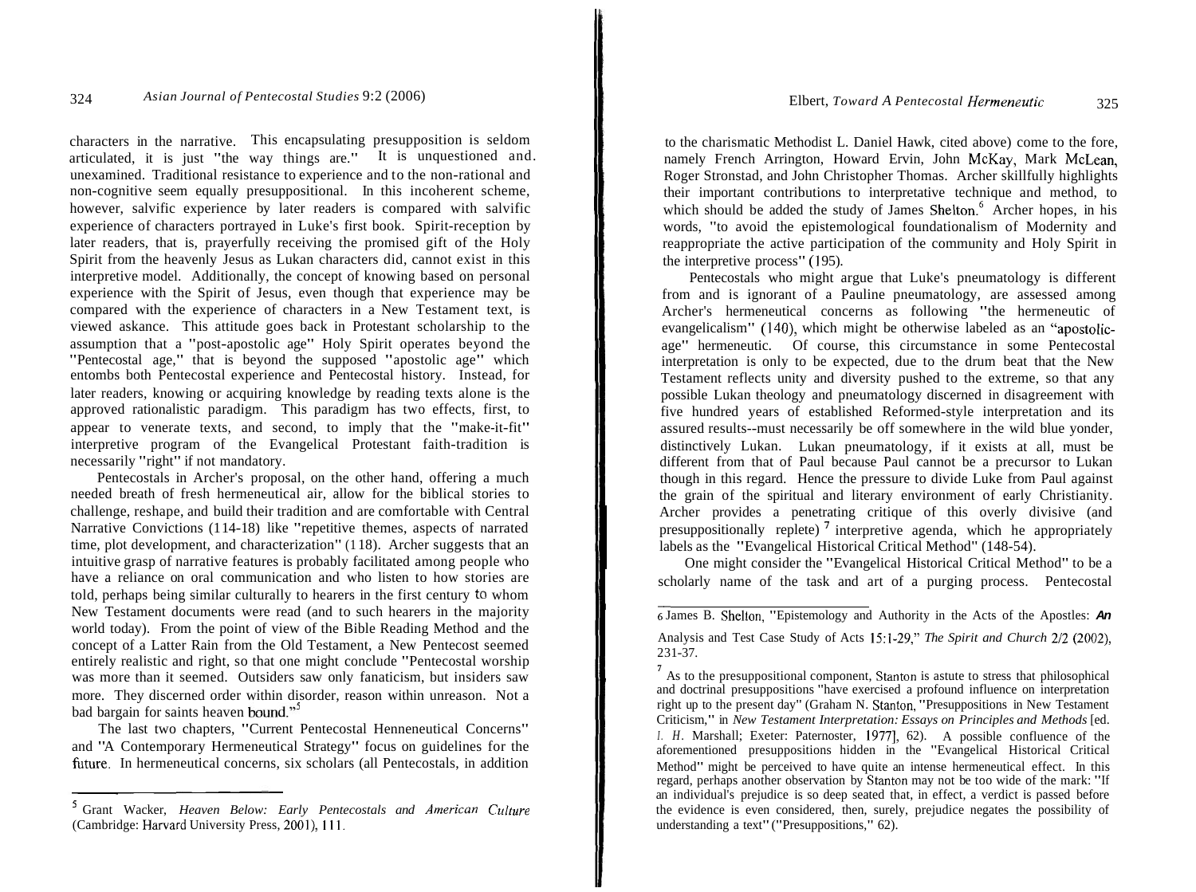characters in the narrative. This encapsulating presupposition is seldom articulated, it is just "the way things are." It is unquestioned and unexamined. Traditional resistance to experience and to the non-rational and non-cognitive seem equally presuppositional. In this incoherent scheme, however, salvific experience by later readers is compared with salvific experience of characters portrayed in Luke's first book. Spirit-reception by later readers, that is, prayerfully receiving the promised gift of the Holy Spirit from the heavenly Jesus as Lukan characters did, cannot exist in this interpretive model. Additionally, the concept of knowing based on personal experience with the Spirit of Jesus, even though that experience may be compared with the experience of characters in a New Testament text, is viewed askance. This attitude goes back in Protestant scholarship to the assumption that a "post-apostolic age" Holy Spirit operates beyond the "Pentecostal age," that is beyond the supposed "apostolic age" which entombs both Pentecostal experience and Pentecostal history. Instead, for later readers, knowing or acquiring knowledge by reading texts alone is the approved rationalistic paradigm. This paradigm has two effects, first, to appear to venerate texts, and second, to imply that the "make-it-fit" interpretive program of the Evangelical Protestant faith-tradition is necessarily "right" if not mandatory.

Pentecostals in Archer's proposal, on the other hand, offering a much needed breath of fresh hermeneutical air, allow for the biblical stories to challenge, reshape, and build their tradition and are comfortable with Central Narrative Convictions (114-18) like "repetitive themes, aspects of narrated time, plot development, and characterization" (118). Archer suggests that an intuitive grasp of narrative features is probably facilitated among people who have a reliance on oral communication and who listen to how stories are told, perhaps being similar culturally to hearers in the first century to whom New Testament documents were read (and to such hearers in the majority world today). From the point of view of the Bible Reading Method and the concept of a Latter Rain from the Old Testament, a New Pentecost seemed entirely realistic and right, so that one might conclude "Pentecostal worship was more than it seemed. Outsiders saw only fanaticism, but insiders saw more. They discerned order within disorder, reason within unreason. Not a bad bargain for saints heaven bound."[5]

The last two chapters, "Current Pentecostal Henneneutical Concerns" and "A Contemporary Hermeneutical Strategy" focus on guidelines for the future. In hermeneutical concerns, six scholars (all Pentecostals, in addition to the charismatic Methodist L. Daniel Hawk, cited above) come to the fore, namely French Arrington, Howard Ervin, John McKay, Mark McLean, Roger Stronstad, and John Christopher Thomas. Archer skillfully highlights their important contributions to interpretative technique and method, to which should be added the study of James Shelton.[6] Archer hopes, in his words, "to avoid the epistemological foundationalism of Modernity and reappropriate the active participation of the community and Holy Spirit in the interpretive process" (195).

Pentecostals who might argue that Luke's pneumatology is different from and is ignorant of a Pauline pneumatology, are assessed among Archer's hermeneutical concerns as following "the hermeneutic of evangelicalism" (140), which might be otherwise labeled as an "apostolic-age" hermeneutic. Of course, this circumstance in some Pentecostal interpretation is only to be expected, due to the drum beat that the New Testament reflects unity and diversity pushed to the extreme, so that any possible Lukan theology and pneumatology discerned in disagreement with five hundred years of established Reformed-style interpretation and its assured results--must necessarily be off somewhere in the wild blue yonder, distinctively Lukan. Lukan pneumatology, if it exists at all, must be different from that of Paul because Paul cannot be a precursor to Lukan though in this regard. Hence the pressure to divide Luke from Paul against the grain of the spiritual and literary environment of early Christianity. Archer provides a penetrating critique of this overly divisive (and presuppositionally replete)[7] interpretive agenda, which he appropriately labels as the "Evangelical Historical Critical Method" (148-54).

One might consider the "Evangelical Historical Critical Method" to be a scholarly name of the task and art of a purging process. Pentecostal

---

[5] Grant Wacker, *Heaven Below: Early Pentecostals and American Culture* (Cambridge: Harvard University Press, 2001), 111.

[6] James B. Shelton, "Epistemology and Authority in the Acts of the Apostles: An Analysis and Test Case Study of Acts 15:1-29," *The Spirit and Church* 2/2 (2002), 231-37.

[7] As to the presuppositional component, Stanton is astute to stress that philosophical and doctrinal presuppositions "have exercised a profound influence on interpretation right up to the present day" (Graham N. Stanton, "Presuppositions in New Testament Criticism," in *New Testament Interpretation: Essays on Principles and Methods* [ed. I. H. Marshall; Exeter: Paternoster, 1977], 62). A possible confluence of the aforementioned presuppositions hidden in the "Evangelical Historical Critical Method" might be perceived to have quite an intense hermeneutical effect. In this regard, perhaps another observation by Stanton may not be too wide of the mark: "If an individual's prejudice is so deep seated that, in effect, a verdict is passed before the evidence is even considered, then, surely, prejudice negates the possibility of understanding a text" ("Presuppositions," 62).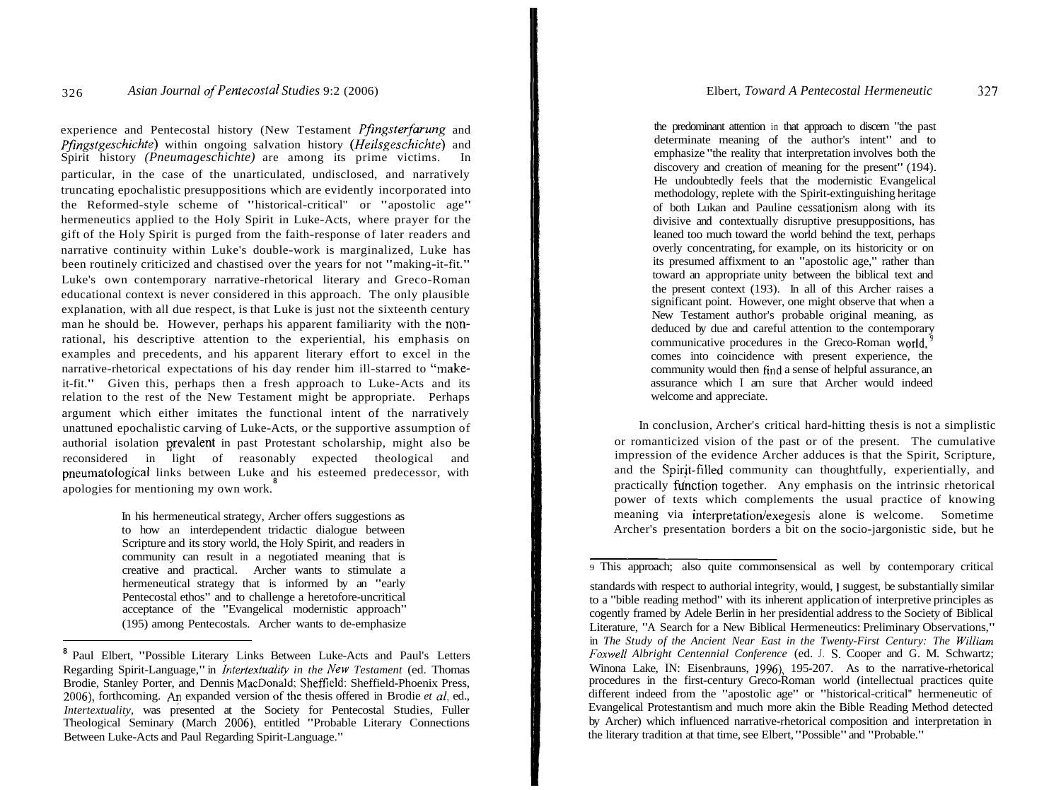experience and Pentecostal history (New Testament *Pfingsterfarung* and *Pfingstgeschichte*) within ongoing salvation history (*Heilsgeschichte*) and Spirit history *(Pneumageschichte)* are among its prime victims. In particular, in the case of the unarticulated, undisclosed, and narratively truncating epochalistic presuppositions which are evidently incorporated into the Reformed-style scheme of "historical-critical" or "apostolic age" hermeneutics applied to the Holy Spirit in Luke-Acts, where prayer for the gift of the Holy Spirit is purged from the faith-response of later readers and narrative continuity within Luke's double-work is marginalized, Luke has been routinely criticized and chastised over the years for not "making-it-fit." Luke's own contemporary narrative-rhetorical literary and Greco-Roman educational context is never considered in this approach. The only plausible explanation, with all due respect, is that Luke is just not the sixteenth century man he should be. However, perhaps his apparent familiarity with the non-rational, his descriptive attention to the experiential, his emphasis on examples and precedents, and his apparent literary effort to excel in the narrative-rhetorical expectations of his day render him ill-starred to "make-it-fit." Given this, perhaps then a fresh approach to Luke-Acts and its relation to the rest of the New Testament might be appropriate. Perhaps argument which either imitates the functional intent of the narratively unattuned epochalistic carving of Luke-Acts, or the supportive assumption of authorial isolation prevalent in past Protestant scholarship, might also be reconsidered in light of reasonably expected theological and pneumatological links between Luke and his esteemed predecessor, with apologies for mentioning my own work.[8]

In his hermeneutical strategy, Archer offers suggestions as to how an interdependent tridactic dialogue between Scripture and its story world, the Holy Spirit, and readers in community can result in a negotiated meaning that is creative and practical. Archer wants to stimulate a hermeneutical strategy that is informed by an "early Pentecostal ethos" and to challenge a heretofore-uncritical acceptance of the "Evangelical modernistic approach" (195) among Pentecostals. Archer wants to de-emphasize the predominant attention in that approach to discern "the past determinate meaning of the author's intent" and to emphasize "the reality that interpretation involves both the discovery and creation of meaning for the present" (194). He undoubtedly feels that the modernistic Evangelical methodology, replete with the Spirit-extinguishing heritage of both Lukan and Pauline cessationism along with its divisive and contextually disruptive presuppositions, has leaned too much toward the world behind the text, perhaps overly concentrating, for example, on its historicity or on its presumed affixment to an "apostolic age," rather than toward an appropriate unity between the biblical text and the present context (193). In all of this Archer raises a significant point. However, one might observe that when a New Testament author's probable original meaning, as deduced by due and careful attention to the contemporary communicative procedures in the Greco-Roman world,[9] comes into coincidence with present experience, the community would then find a sense of helpful assurance, an assurance which I am sure that Archer would indeed welcome and appreciate.

In conclusion, Archer's critical hard-hitting thesis is not a simplistic or romanticized vision of the past or of the present. The cumulative impression of the evidence Archer adduces is that the Spirit, Scripture, and the Spirit-filled community can thoughtfully, experientially, and practically function together. Any emphasis on the intrinsic rhetorical power of texts which complements the usual practice of knowing meaning via interpretation/exegesis alone is welcome. Sometime Archer's presentation borders a bit on the socio-jargonistic side, but he

---

[8] Paul Elbert, "Possible Literary Links Between Luke-Acts and Paul's Letters Regarding Spirit-Language," in *Intertextuality in the New Testament* (ed. Thomas Brodie, Stanley Porter, and Dennis MacDonald; Sheffield: Sheffield-Phoenix Press, 2006), forthcoming. An expanded version of the thesis offered in Brodie *et al*, ed., *Intertextuality*, was presented at the Society for Pentecostal Studies, Fuller Theological Seminary (March 2006), entitled "Probable Literary Connections Between Luke-Acts and Paul Regarding Spirit-Language."

[9] This approach; also quite commonsensical as well by contemporary critical standards with respect to authorial integrity, would, I suggest, be substantially similar to a "bible reading method" with its inherent application of interpretive principles as cogently framed by Adele Berlin in her presidential address to the Society of Biblical Literature, "A Search for a New Biblical Hermeneutics: Preliminary Observations," in *The Study of the Ancient Near East in the Twenty-First Century: The William Foxwell Albright Centennial Conference* (ed. J. S. Cooper and G. M. Schwartz; Winona Lake, IN: Eisenbrauns, 1996), 195-207. As to the narrative-rhetorical procedures in the first-century Greco-Roman world (intellectual practices quite different indeed from the "apostolic age" or "historical-critical" hermeneutic of Evangelical Protestantism and much more akin the Bible Reading Method detected by Archer) which influenced narrative-rhetorical composition and interpretation in the literary tradition at that time, see Elbert, "Possible" and "Probable."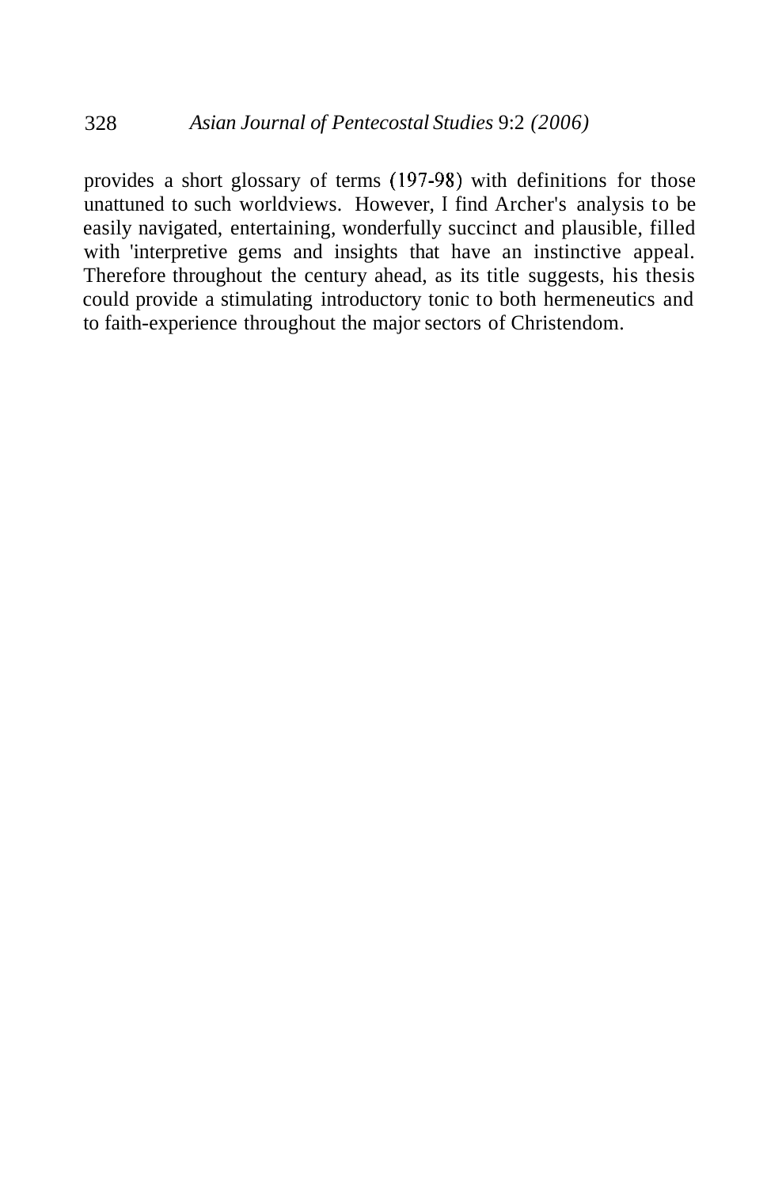provides a short glossary of terms (197-98) with definitions for those unattuned to such worldviews. However, I find Archer's analysis to be easily navigated, entertaining, wonderfully succinct and plausible, filled with 'interpretive gems and insights that have an instinctive appeal. Therefore throughout the century ahead, as its title suggests, his thesis could provide a stimulating introductory tonic to both hermeneutics and to faith-experience throughout the major sectors of Christendom.